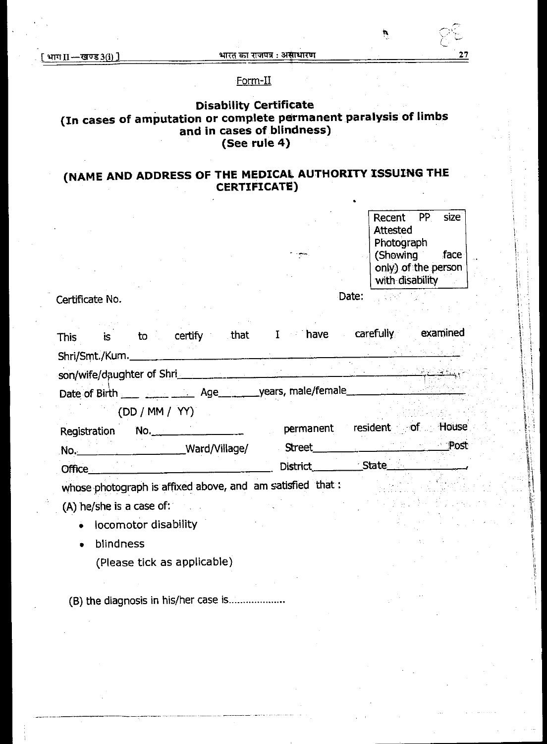Form-II

## Disability Certificate
### (In cases of amputation or complete permanent paralysis of limbs and in cases of blindness)
### (See rule 4)

## (NAME AND ADDRESS OF THE MEDICAL AUTHORITY ISSUING THE CERTIFICATE)

| Recent PP size Attested Photograph (Showing face only) of the person with disability |
|---|

Certificate No. Date:

This is to certify that I have carefully examined Shri/Smt./Kum.______________________________ son/wife/daughter of Shri______________________________ Date of Birth ___ ___ ___ Age______years, male/female__________________
(DD / MM / YY)
Registration No.______________ permanent resident of House No.________________Ward/Village/ Street__________________Post Office__________________________ District_________State____________, whose photograph is affixed above, and am satisfied that :

(A) he/she is a case of:

- locomotor disability
- blindness

(Please tick as applicable)

(B) the diagnosis in his/her case is...................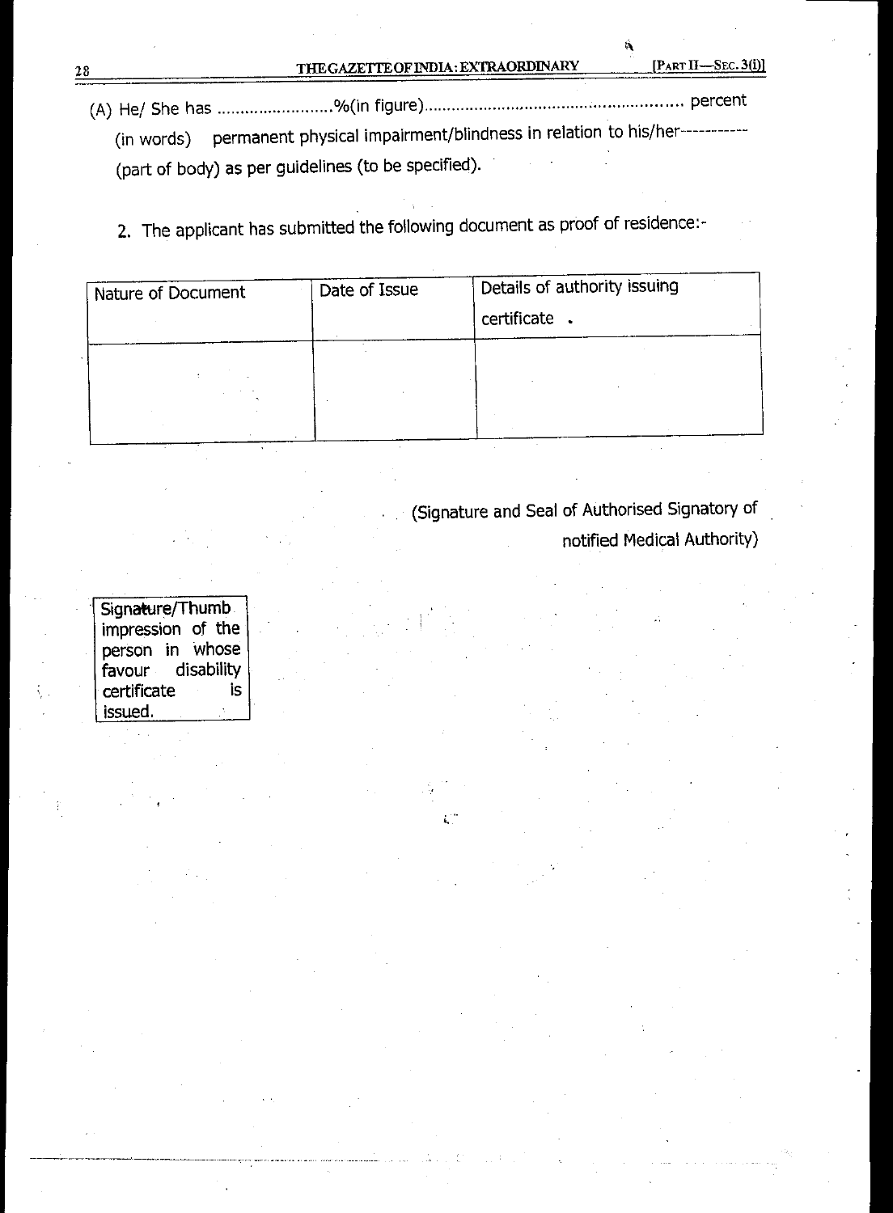(A) He/ She has .........................%(in figure)...................................................... percent (in words) permanent physical impairment/blindness in relation to his/her----------- (part of body) as per guidelines (to be specified).

2. The applicant has submitted the following document as proof of residence:-

| Nature of Document | Date of Issue | Details of authority issuing certificate . |
|---|---|---|
| | | |

(Signature and Seal of Authorised Signatory of notified Medical Authority)

| Signature/Thumb impression of the person in whose favour disability certificate is issued. |
|---|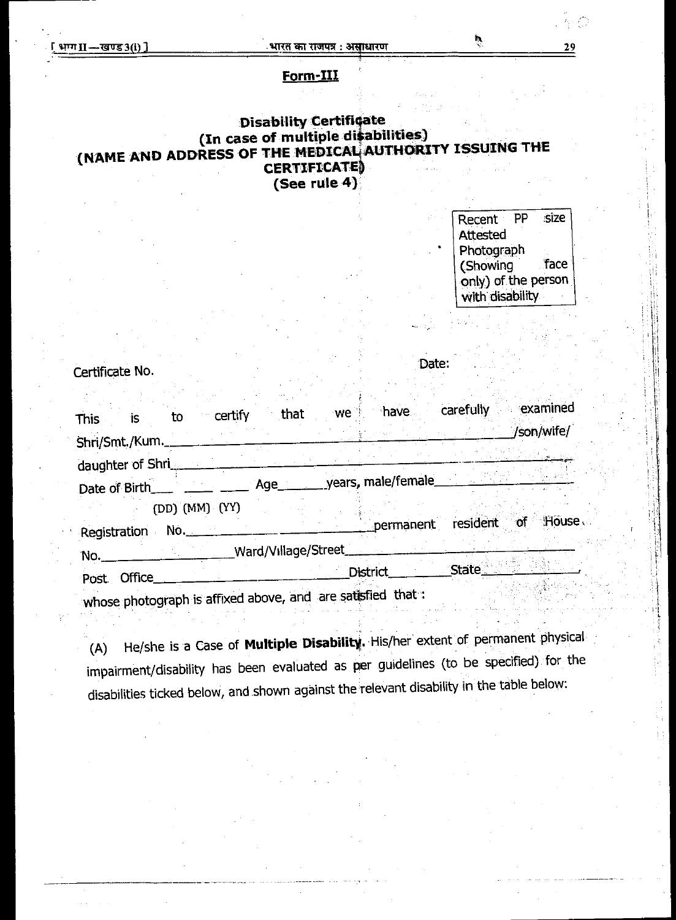## Form-III

### Disability Certificate
### (In case of multiple disabilities)
### (NAME AND ADDRESS OF THE MEDICAL AUTHORITY ISSUING THE CERTIFICATE)
### (See rule 4)

| Recent PP size Attested Photograph (Showing face only) of the person with disability |
|---|

Certificate No. Date:

This is to certify that we have carefully examined Shri/Smt./Kum.___________________________________________/son/wife/ daughter of Shri_____________________________________________ Date of Birth___ ___ ___ Age_______years, male/female__________________
(DD) (MM) (YY)
Registration No.__________________________permanent resident of House No.__________________Ward/Village/Street_____________________________ Post Office__________________________District_________State______________, whose photograph is affixed above, and are satisfied that :

(A) He/she is a Case of **Multiple Disability**. His/her extent of permanent physical impairment/disability has been evaluated as per guidelines (to be specified) for the disabilities ticked below, and shown against the relevant disability in the table below: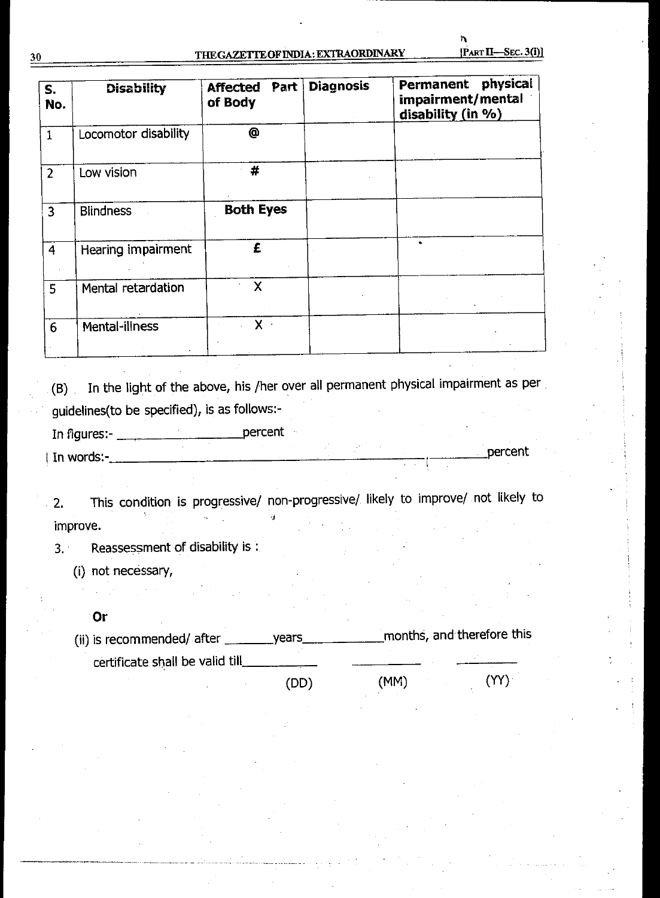| S. No. | Disability | Affected Part of Body | Diagnosis | Permanent physical impairment/mental disability (in %) |
|---|---|---|---|---|
| 1 | Locomotor disability | @ | | |
| 2 | Low vision | # | | |
| 3 | Blindness | **Both Eyes** | | |
| 4 | Hearing impairment | £ | | |
| 5 | Mental retardation | X | | |
| 6 | Mental-illness | X | | |

(B) In the light of the above, his /her over all permanent physical impairment as per guidelines(to be specified), is as follows:-

In figures:- ____________________percent

In words:-________________________________________________________________percent

2. This condition is progressive/ non-progressive/ likely to improve/ not likely to improve.

3. Reassessment of disability is :

   (i) not necessary,

   **Or**

   (ii) is recommended/ after ________years_____________months, and therefore this certificate shall be valid till___________ ___________ ___________
   (DD) (MM) (YY)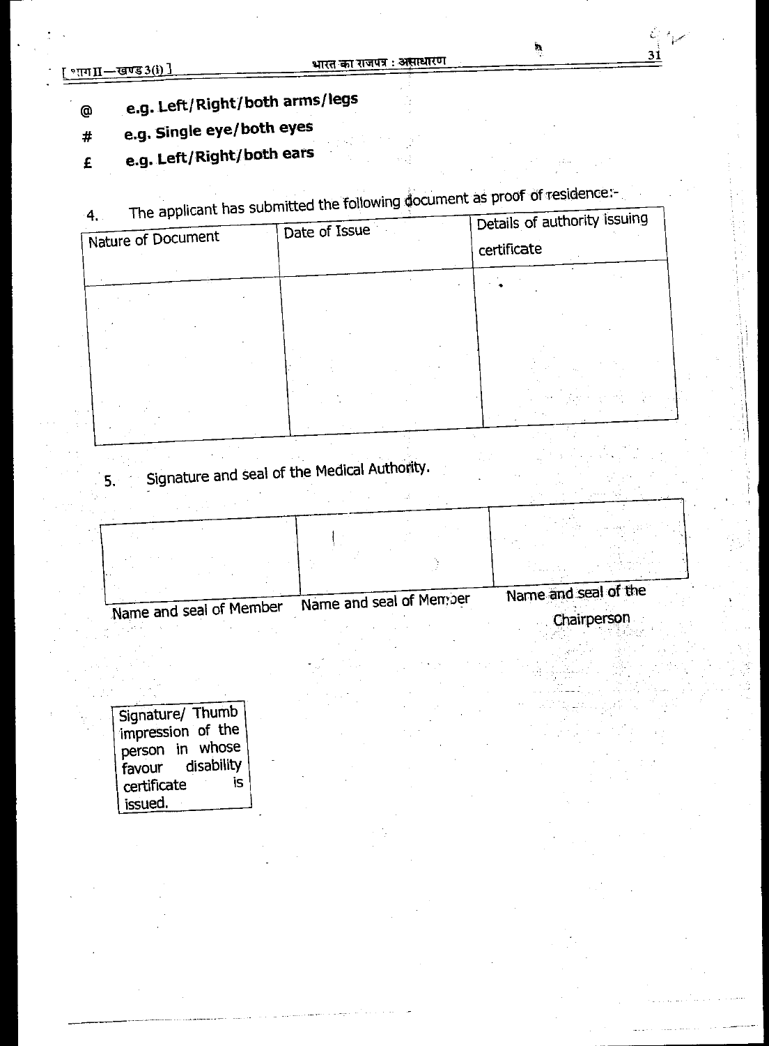@ **e.g. Left/Right/both arms/legs**

# **e.g. Single eye/both eyes**

£ **e.g. Left/Right/both ears**

4. The applicant has submitted the following document as proof of residence:-

| Nature of Document | Date of Issue | Details of authority issuing certificate |
|---|---|---|
| | | |

5. Signature and seal of the Medical Authority.

| | | |
|---|---|---|
| | | |
| Name and seal of Member | Name and seal of Member | Name and seal of the Chairperson |

| Signature/ Thumb impression of the person in whose favour disability certificate is issued. |
|---|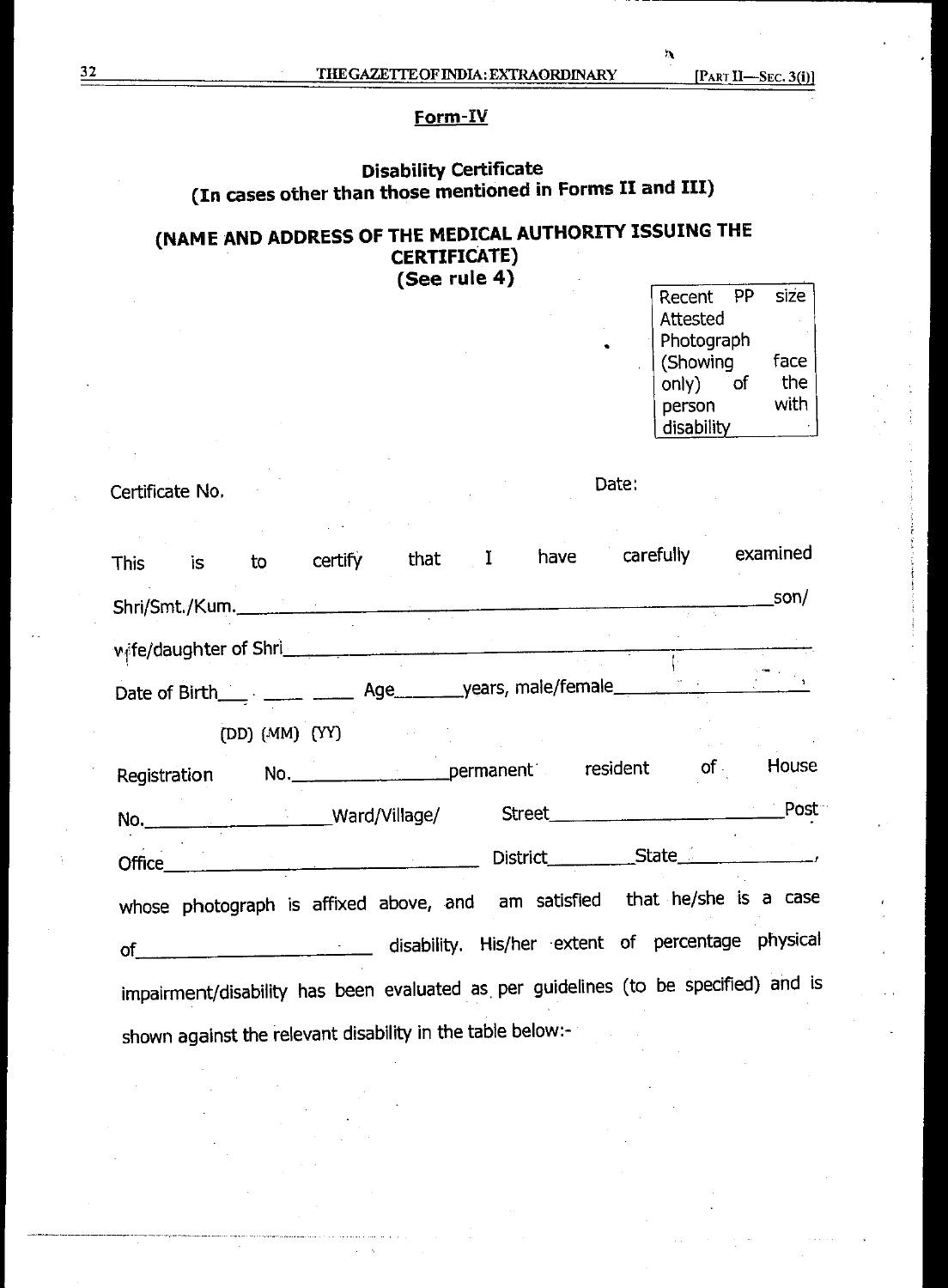## Form-IV

### Disability Certificate
### (In cases other than those mentioned in Forms II and III)

### (NAME AND ADDRESS OF THE MEDICAL AUTHORITY ISSUING THE CERTIFICATE)
### (See rule 4)

| Recent PP size Attested Photograph (Showing face only) of the person with disability |
|---|

Certificate No. Date:

This is to certify that I have carefully examined Shri/Smt./Kum.________________________________son/ wife/daughter of Shri________________________________ Date of Birth___ ___ ___ Age_______years, male/female__________________

(DD) (MM) (YY)

Registration No.______________permanent resident of House No.________________Ward/Village/ Street______________________Post Office______________________________ District_________State______________, whose photograph is affixed above, and am satisfied that he/she is a case of______________________ disability. His/her extent of percentage physical impairment/disability has been evaluated as per guidelines (to be specified) and is shown against the relevant disability in the table below:-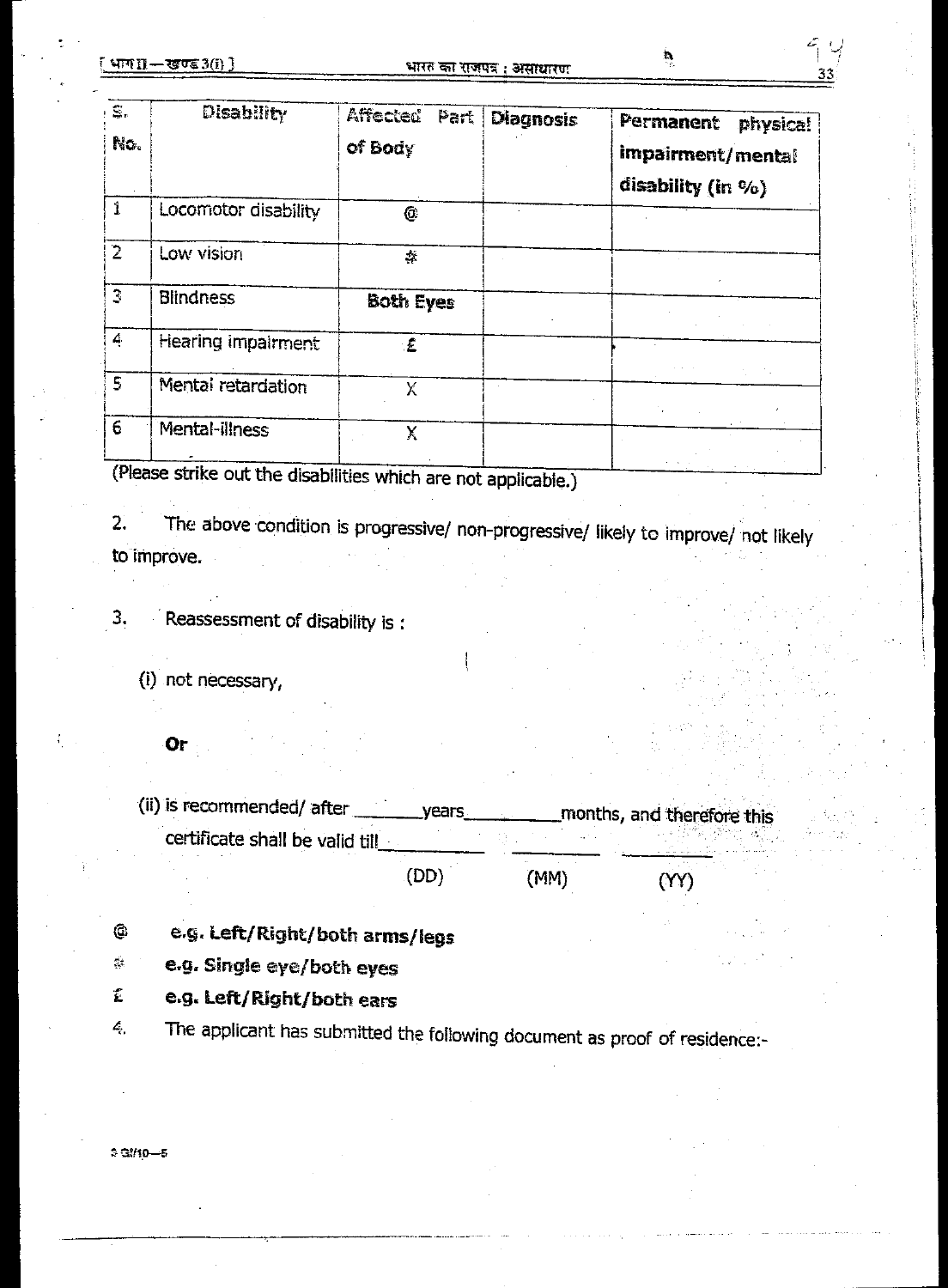| S. No. | Disability | Affected Part of Body | Diagnosis | Permanent physical impairment/mental disability (in %) |
|---|---|---|---|---|
| 1 | Locomotor disability | @ | | |
| 2 | Low vision | # | | |
| 3 | Blindness | **Both Eyes** | | |
| 4 | Hearing impairment | £ | | |
| 5 | Mental retardation | X | | |
| 6 | Mental-illness | X | | |

(Please strike out the disabilities which are not applicable.)

2. The above condition is progressive/ non-progressive/ likely to improve/ not likely to improve.

3. Reassessment of disability is :

(i) not necessary,

**Or**

(ii) is recommended/ after _______years_________months, and therefore this certificate shall be valid till __________ __________ __________
(DD) (MM) (YY)

@ **e.g. Left/Right/both arms/legs**

# **e.g. Single eye/both eyes**

£ **e.g. Left/Right/both ears**

4. The applicant has submitted the following document as proof of residence:-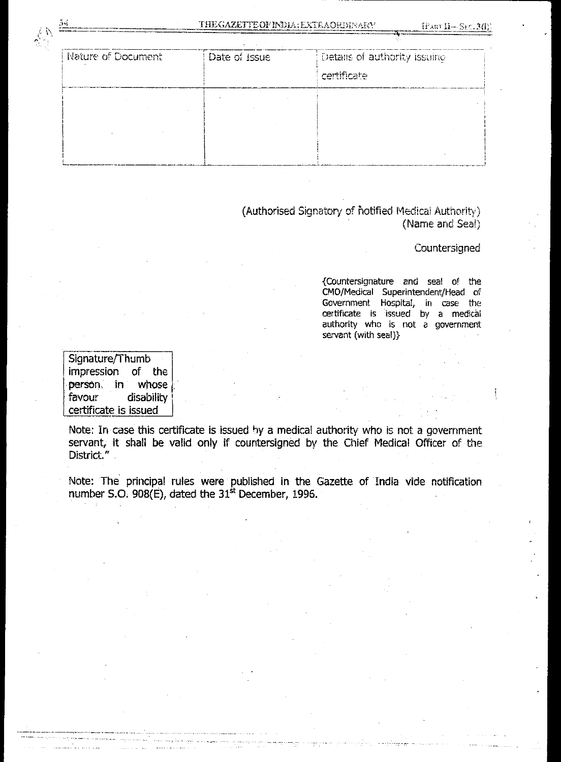| Nature of Document | Date of Issue | Details of authority issuing certificate |
|---|---|---|
| | | |

(Authorised Signatory of notified Medical Authority)
(Name and Seal)

Countersigned

{Countersignature and seal of the CMO/Medical Superintendent/Head of Government Hospital, in case the certificate is issued by a medical authority who is not a government servant (with seal)}

| |
|---|
| Signature/Thumb impression of the person in whose favour disability certificate is issued |

Note: In case this certificate is issued by a medical authority who is not a government servant, it shall be valid only if countersigned by the Chief Medical Officer of the District."

Note: The principal rules were published in the Gazette of India vide notification number S.O. 908(E), dated the 31st December, 1996.